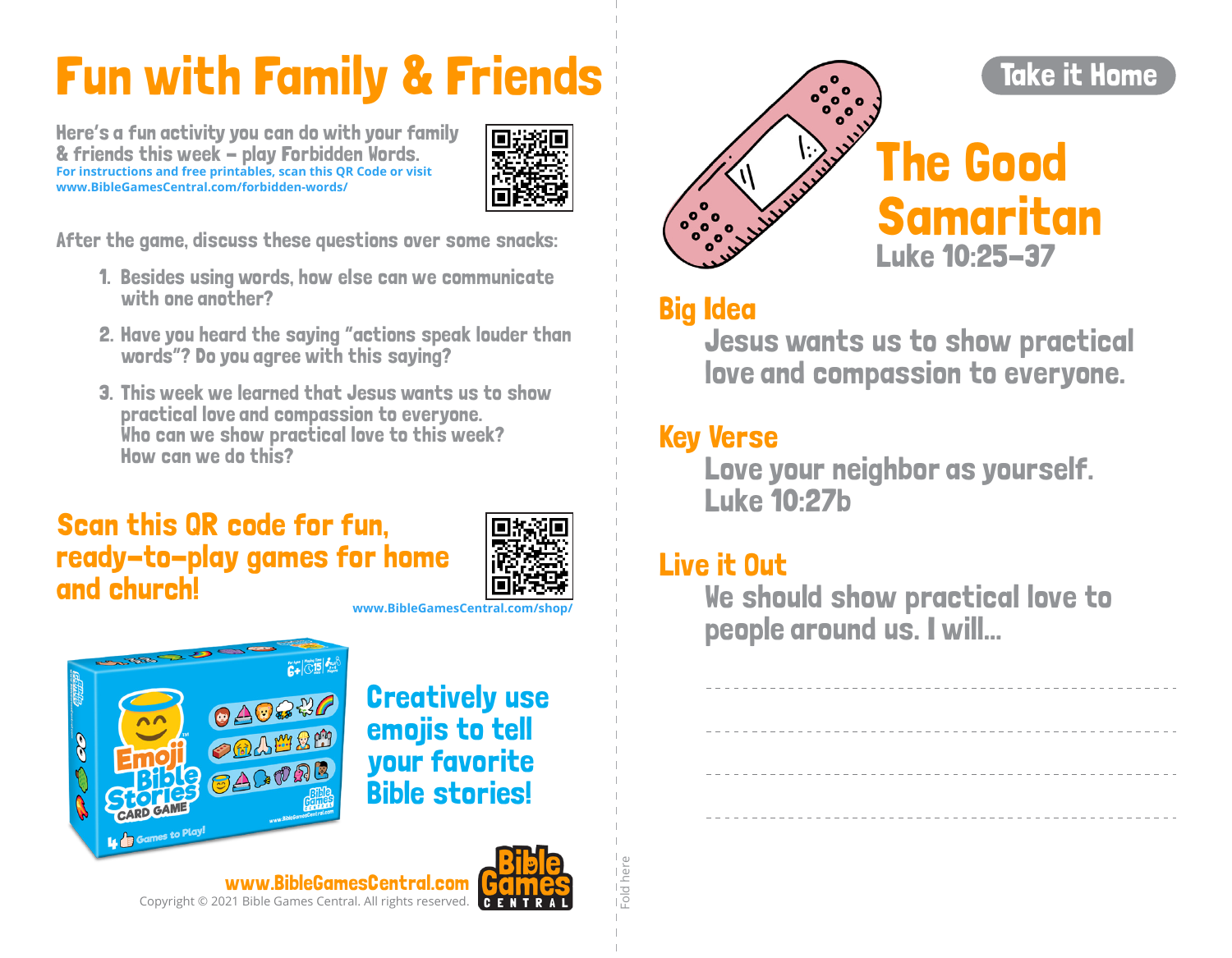# Fun with Family & Friends

Here's a fun activity you can do with your family & friends this week – play Forbidden Words.
For instructions and free printables, scan this QR Code or visit www.BibleGamesCentral.com/forbidden-words/

After the game, discuss these questions over some snacks:

1. Besides using words, how else can we communicate with one another?
2. Have you heard the saying "actions speak louder than words"? Do you agree with this saying?
3. This week we learned that Jesus wants us to show practical love and compassion to everyone. Who can we show practical love to this week? How can we do this?

## Scan this QR code for fun, ready-to-play games for home and church!

www.BibleGamesCentral.com/shop/

**Creatively use emojis to tell your favorite Bible stories!**

www.BibleGamesCentral.com
Copyright © 2021 Bible Games Central. All rights reserved.

Fold here

Take it Home

# The Good Samaritan

Luke 10:25–37

## Big Idea

Jesus wants us to show practical love and compassion to everyone.

## Key Verse

Love your neighbor as yourself.
Luke 10:27b

## Live it Out

We should show practical love to people around us. I will...

---

---

---

---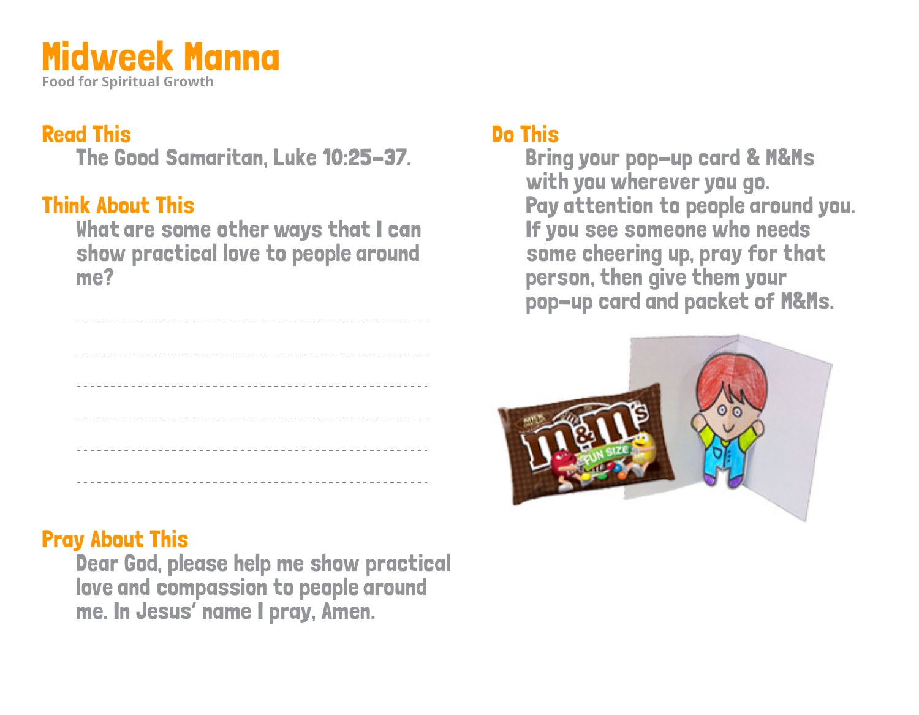# Midweek Manna

Food for Spiritual Growth

## Read This

The Good Samaritan, Luke 10:25-37.

## Think About This

What are some other ways that I can show practical love to people around me?

---

---

---

---

---

---

## Pray About This

Dear God, please help me show practical love and compassion to people around me. In Jesus' name I pray, Amen.

## Do This

Bring your pop-up card & M&Ms with you wherever you go.
Pay attention to people around you.
If you see someone who needs some cheering up, pray for that person, then give them your pop-up card and packet of M&Ms.